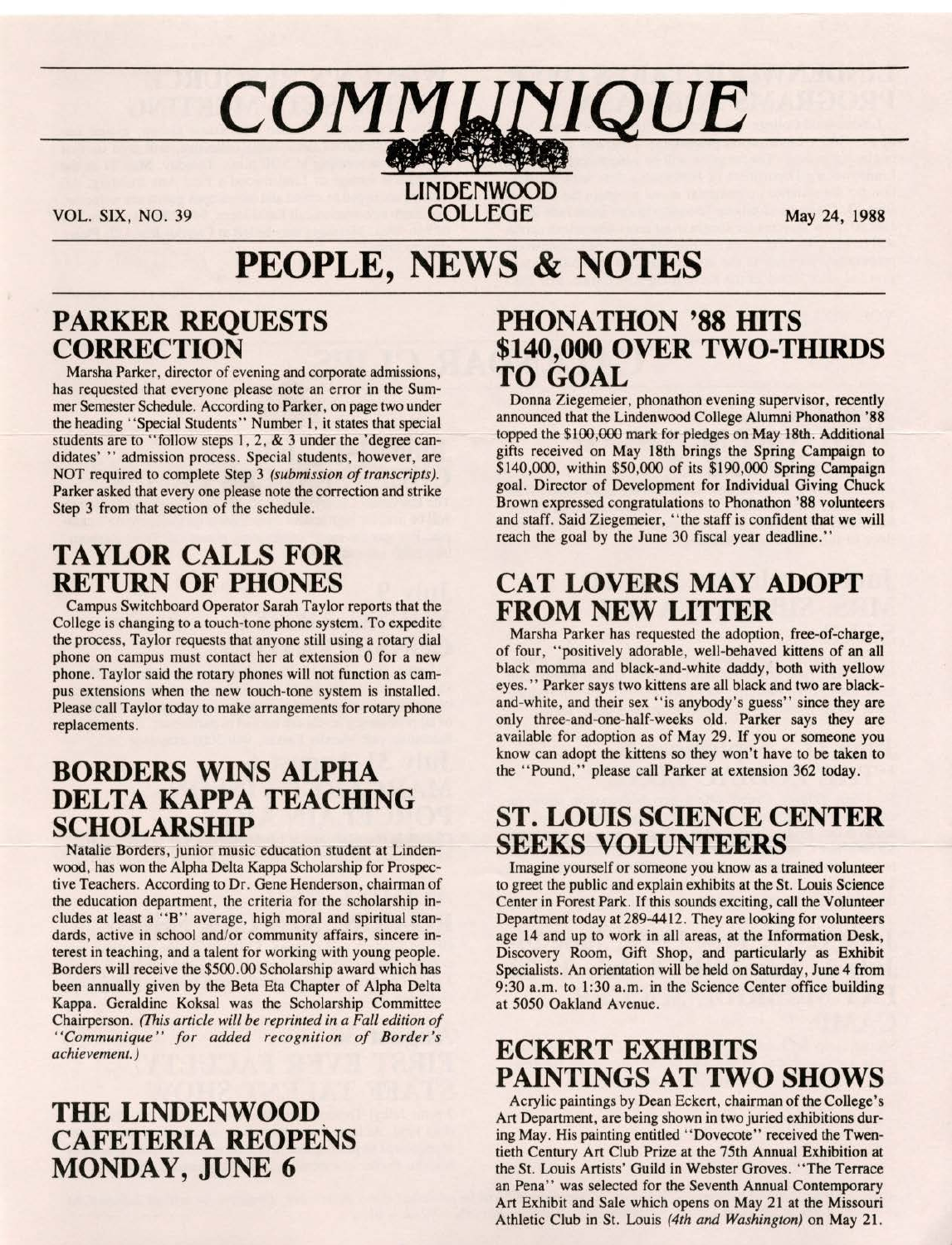# COMMUNIQUE

LINDENWOOD COLLEGE

VOL. SIX, NO. 39

May 24, 1988

# PEOPLE, NEWS & NOTES

## PARKER REQUESTS CORRECTION

Marsha Parker, director of evening and corporate admissions, has requested that everyone please note an error in the Summer Semester Schedule. According to Parker, on page two under the heading "Special Students" Number 1, it states that special students are to "follow steps 1, 2, & 3 under the 'degree candidates' " admission process. Special students, however, are NOT required to complete Step 3 *(submission of transcripts)*. Parker asked that every one please note the correction and strike Step 3 from that section of the schedule.

## TAYLOR CALLS FOR RETURN OF PHONES

Campus Switchboard Operator Sarah Taylor reports that the College is changing to a touch-tone phone system. To expedite the process, Taylor requests that anyone still using a rotary dial phone on campus must contact her at extension 0 for a new phone. Taylor said the rotary phones will not function as campus extensions when the new touch-tone system is installed. Please call Taylor today to make arrangements for rotary phone replacements.

## BORDERS WINS ALPHA DELTA KAPPA TEACHING SCHOLARSHIP

Natalie Borders, junior music education student at Lindenwood, has won the Alpha Delta Kappa Scholarship for Prospective Teachers. According to Dr. Gene Henderson, chairman of the education department, the criteria for the scholarship includes at least a "B" average, high moral and spiritual standards, active in school and/or community affairs, sincere interest in teaching, and a talent for working with young people. Borders will receive the $500.00 Scholarship award which has been annually given by the Beta Eta Chapter of Alpha Delta Kappa. Geraldine Koksal was the Scholarship Committee Chairperson. *(This article will be reprinted in a Fall edition of "Communique" for added recognition of Border's achievement.)*

## THE LINDENWOOD CAFETERIA REOPENS MONDAY, JUNE 6

## PHONATHON '88 HITS $140,000 OVER TWO-THIRDS TO GOAL

Donna Ziegemeier, phonathon evening supervisor, recently announced that the Lindenwood College Alumni Phonathon '88 topped the $100,000 mark for pledges on May 18th. Additional gifts received on May 18th brings the Spring Campaign to $140,000, within $50,000 of its $190,000 Spring Campaign goal. Director of Development for Individual Giving Chuck Brown expressed congratulations to Phonathon '88 volunteers and staff. Said Ziegemeier, "the staff is confident that we will reach the goal by the June 30 fiscal year deadline."

## CAT LOVERS MAY ADOPT FROM NEW LITTER

Marsha Parker has requested the adoption, free-of-charge, of four, "positively adorable, well-behaved kittens of an all black momma and black-and-white daddy, both with yellow eyes." Parker says two kittens are all black and two are black-and-white, and their sex "is anybody's guess" since they are only three-and-one-half-weeks old. Parker says they are available for adoption as of May 29. If you or someone you know can adopt the kittens so they won't have to be taken to the "Pound," please call Parker at extension 362 today.

## ST. LOUIS SCIENCE CENTER SEEKS VOLUNTEERS

Imagine yourself or someone you know as a trained volunteer to greet the public and explain exhibits at the St. Louis Science Center in Forest Park. If this sounds exciting, call the Volunteer Department today at 289-4412. They are looking for volunteers age 14 and up to work in all areas, at the Information Desk, Discovery Room, Gift Shop, and particularly as Exhibit Specialists. An orientation will be held on Saturday, June 4 from 9:30 a.m. to 1:30 a.m. in the Science Center office building at 5050 Oakland Avenue.

## ECKERT EXHIBITS PAINTINGS AT TWO SHOWS

Acrylic paintings by Dean Eckert, chairman of the College's Art Department, are being shown in two juried exhibitions during May. His painting entitled "Dovecote" received the Twentieth Century Art Club Prize at the 75th Annual Exhibition at the St. Louis Artists' Guild in Webster Groves. "The Terrace an Pena" was selected for the Seventh Annual Contemporary Art Exhibit and Sale which opens on May 21 at the Missouri Athletic Club in St. Louis *(4th and Washington)* on May 21.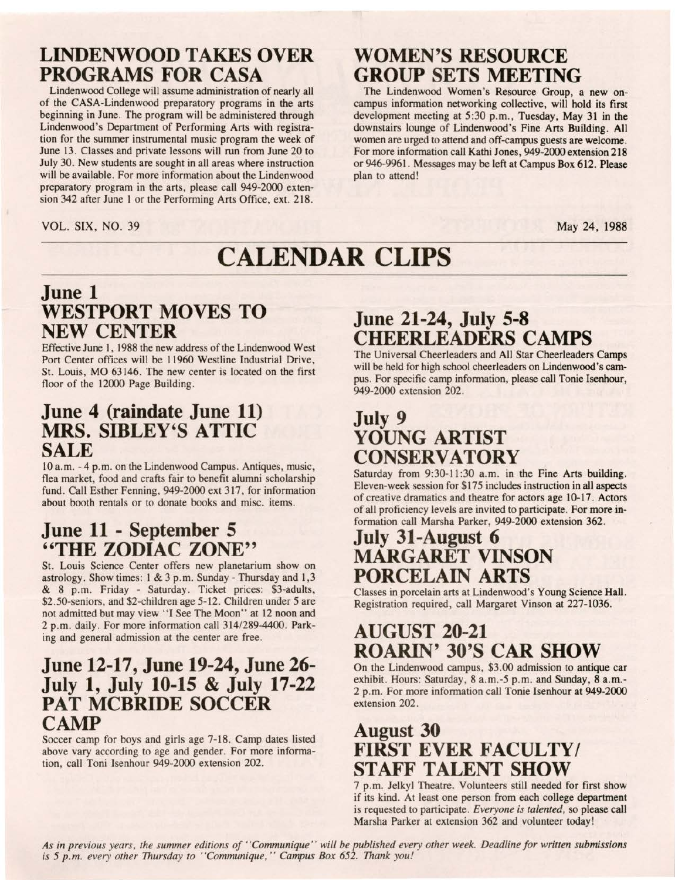## LINDENWOOD TAKES OVER PROGRAMS FOR CASA

Lindenwood College will assume administration of nearly all of the CASA-Lindenwood preparatory programs in the arts beginning in June. The program will be administered through Lindenwood's Department of Performing Arts with registration for the summer instrumental music program the week of June 13. Classes and private lessons will run from June 20 to July 30. New students are sought in all areas where instruction will be available. For more information about the Lindenwood preparatory program in the arts, please call 949-2000 extension 342 after June 1 or the Performing Arts Office, ext. 218.

## WOMEN'S RESOURCE GROUP SETS MEETING

The Lindenwood Women's Resource Group, a new on-campus information networking collective, will hold its first development meeting at 5:30 p.m., Tuesday, May 31 in the downstairs lounge of Lindenwood's Fine Arts Building. All women are urged to attend and off-campus guests are welcome. For more information call Kathi Jones, 949-2000 extension 218 or 946-9961. Messages may be left at Campus Box 612. Please plan to attend!

VOL. SIX, NO. 39 — May 24, 1988

# CALENDAR CLIPS

## June 1 WESTPORT MOVES TO NEW CENTER

Effective June 1, 1988 the new address of the Lindenwood West Port Center offices will be 11960 Westline Industrial Drive, St. Louis, MO 63146. The new center is located on the first floor of the 12000 Page Building.

## June 4 (raindate June 11) MRS. SIBLEY'S ATTIC SALE

10 a.m. - 4 p.m. on the Lindenwood Campus. Antiques, music, flea market, food and crafts fair to benefit alumni scholarship fund. Call Esther Fenning, 949-2000 ext 317, for information about booth rentals or to donate books and misc. items.

## June 11 - September 5 "THE ZODIAC ZONE"

St. Louis Science Center offers new planetarium show on astrology. Show times: 1 & 3 p.m. Sunday - Thursday and 1,3 & 8 p.m. Friday - Saturday. Ticket prices: $3-adults, $2.50-seniors, and $2-children age 5-12. Children under 5 are not admitted but may view "I See The Moon" at 12 noon and 2 p.m. daily. For more information call 314/289-4400. Parking and general admission at the center are free.

## June 12-17, June 19-24, June 26-July 1, July 10-15 & July 17-22 PAT MCBRIDE SOCCER CAMP

Soccer camp for boys and girls age 7-18. Camp dates listed above vary according to age and gender. For more information, call Toni Isenhour 949-2000 extension 202.

## June 21-24, July 5-8 CHEERLEADERS CAMPS

The Universal Cheerleaders and All Star Cheerleaders Camps will be held for high school cheerleaders on Lindenwood's campus. For specific camp information, please call Tonie Isenhour, 949-2000 extension 202.

## July 9 YOUNG ARTIST CONSERVATORY

Saturday from 9:30-11:30 a.m. in the Fine Arts building. Eleven-week session for $175 includes instruction in all aspects of creative dramatics and theatre for actors age 10-17. Actors of all proficiency levels are invited to participate. For more information call Marsha Parker, 949-2000 extension 362.

## July 31-August 6 MARGARET VINSON PORCELAIN ARTS

Classes in porcelain arts at Lindenwood's Young Science Hall. Registration required, call Margaret Vinson at 227-1036.

## AUGUST 20-21 ROARIN' 30'S CAR SHOW

On the Lindenwood campus, $3.00 admission to antique car exhibit. Hours: Saturday, 8 a.m.-5 p.m. and Sunday, 8 a.m.-2 p.m. For more information call Tonie Isenhour at 949-2000 extension 202.

## August 30 FIRST EVER FACULTY/ STAFF TALENT SHOW

7 p.m. Jelkyl Theatre. Volunteers still needed for first show if its kind. At least one person from each college department is requested to participate. *Everyone is talented,* so please call Marsha Parker at extension 362 and volunteer today!

*As in previous years, the summer editions of "Communique" will be published every other week. Deadline for written submissions is 5 p.m. every other Thursday to "Communique," Campus Box 652. Thank you!*